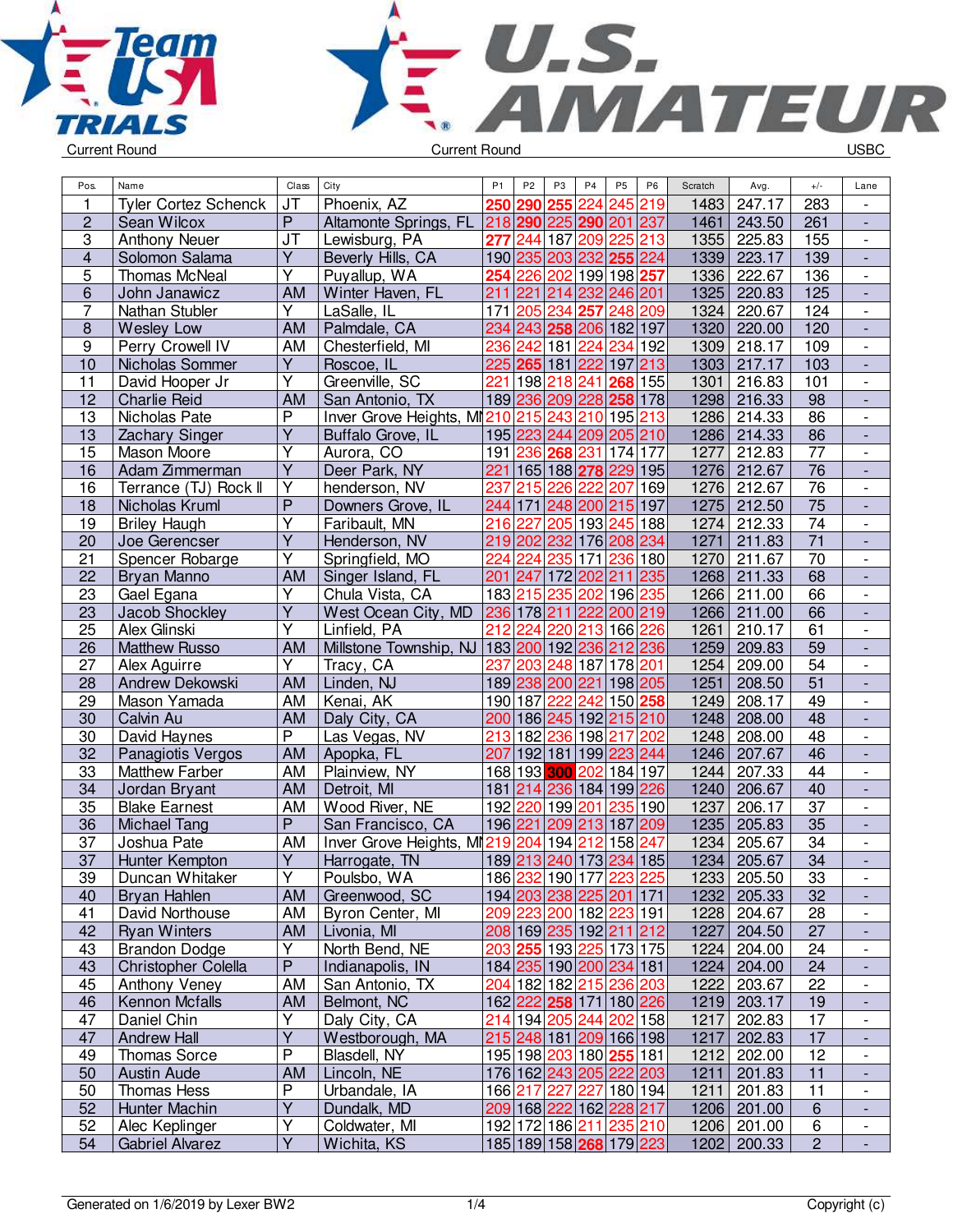Current Round | Current Round | USBC

| Pos. | Name | Class | City | P1 | P2 | P3 | P4 | P5 | P6 | Scratch | Avg. | +/- | Lane |
|---|---|---|---|---|---|---|---|---|---|---|---|---|---|
| 1 | Tyler Cortez Schenck | JT | Phoenix, AZ | 250 | 290 | 255 | 224 | 245 | 219 | 1483 | 247.17 | 283 | - |
| 2 | Sean Wilcox | P | Altamonte Springs, FL | 218 | 290 | 225 | 290 | 201 | 237 | 1461 | 243.50 | 261 | - |
| 3 | Anthony Neuer | JT | Lewisburg, PA | 277 | 244 | 187 | 209 | 225 | 213 | 1355 | 225.83 | 155 | - |
| 4 | Solomon Salama | Y | Beverly Hills, CA | 190 | 235 | 203 | 232 | 255 | 224 | 1339 | 223.17 | 139 | - |
| 5 | Thomas McNeal | Y | Puyallup, WA | 254 | 226 | 202 | 199 | 198 | 257 | 1336 | 222.67 | 136 | - |
| 6 | John Janawicz | AM | Winter Haven, FL | 211 | 221 | 214 | 232 | 246 | 201 | 1325 | 220.83 | 125 | - |
| 7 | Nathan Stubler | Y | LaSalle, IL | 171 | 205 | 234 | 257 | 248 | 209 | 1324 | 220.67 | 124 | - |
| 8 | Wesley Low | AM | Palmdale, CA | 234 | 243 | 258 | 206 | 182 | 197 | 1320 | 220.00 | 120 | - |
| 9 | Perry Crowell IV | AM | Chesterfield, MI | 236 | 242 | 181 | 224 | 234 | 192 | 1309 | 218.17 | 109 | - |
| 10 | Nicholas Sommer | Y | Roscoe, IL | 225 | 265 | 181 | 222 | 197 | 213 | 1303 | 217.17 | 103 | - |
| 11 | David Hooper Jr | Y | Greenville, SC | 221 | 198 | 218 | 241 | 268 | 155 | 1301 | 216.83 | 101 | - |
| 12 | Charlie Reid | AM | San Antonio, TX | 189 | 236 | 209 | 228 | 258 | 178 | 1298 | 216.33 | 98 | - |
| 13 | Nicholas Pate | P | Inver Grove Heights, MN | 210 | 215 | 243 | 210 | 195 | 213 | 1286 | 214.33 | 86 | - |
| 13 | Zachary Singer | Y | Buffalo Grove, IL | 195 | 223 | 244 | 209 | 205 | 210 | 1286 | 214.33 | 86 | - |
| 15 | Mason Moore | Y | Aurora, CO | 191 | 236 | 268 | 231 | 174 | 177 | 1277 | 212.83 | 77 | - |
| 16 | Adam Zimmerman | Y | Deer Park, NY | 221 | 165 | 188 | 278 | 229 | 195 | 1276 | 212.67 | 76 | - |
| 16 | Terrance (TJ) Rock II | Y | henderson, NV | 237 | 215 | 226 | 222 | 207 | 169 | 1276 | 212.67 | 76 | - |
| 18 | Nicholas Kruml | P | Downers Grove, IL | 244 | 171 | 248 | 200 | 215 | 197 | 1275 | 212.50 | 75 | - |
| 19 | Briley Haugh | Y | Faribault, MN | 216 | 227 | 205 | 193 | 245 | 188 | 1274 | 212.33 | 74 | - |
| 20 | Joe Gerencser | Y | Henderson, NV | 219 | 202 | 232 | 176 | 208 | 234 | 1271 | 211.83 | 71 | - |
| 21 | Spencer Robarge | Y | Springfield, MO | 224 | 224 | 235 | 171 | 236 | 180 | 1270 | 211.67 | 70 | - |
| 22 | Bryan Manno | AM | Singer Island, FL | 201 | 247 | 172 | 202 | 211 | 235 | 1268 | 211.33 | 68 | - |
| 23 | Gael Egana | Y | Chula Vista, CA | 183 | 215 | 235 | 202 | 196 | 235 | 1266 | 211.00 | 66 | - |
| 23 | Jacob Shockley | Y | West Ocean City, MD | 236 | 178 | 211 | 222 | 200 | 219 | 1266 | 211.00 | 66 | - |
| 25 | Alex Glinski | Y | Linfield, PA | 212 | 224 | 220 | 213 | 166 | 226 | 1261 | 210.17 | 61 | - |
| 26 | Matthew Russo | AM | Millstone Township, NJ | 183 | 200 | 192 | 236 | 212 | 236 | 1259 | 209.83 | 59 | - |
| 27 | Alex Aguirre | Y | Tracy, CA | 237 | 203 | 248 | 187 | 178 | 201 | 1254 | 209.00 | 54 | - |
| 28 | Andrew Dekowski | AM | Linden, NJ | 189 | 238 | 200 | 221 | 198 | 205 | 1251 | 208.50 | 51 | - |
| 29 | Mason Yamada | AM | Kenai, AK | 190 | 187 | 222 | 242 | 150 | 258 | 1249 | 208.17 | 49 | - |
| 30 | Calvin Au | AM | Daly City, CA | 200 | 186 | 245 | 192 | 215 | 210 | 1248 | 208.00 | 48 | - |
| 30 | David Haynes | P | Las Vegas, NV | 213 | 182 | 236 | 198 | 217 | 202 | 1248 | 208.00 | 48 | - |
| 32 | Panagiotis Vergos | AM | Apopka, FL | 207 | 192 | 181 | 199 | 223 | 244 | 1246 | 207.67 | 46 | - |
| 33 | Matthew Farber | AM | Plainview, NY | 168 | 193 | 300 | 202 | 184 | 197 | 1244 | 207.33 | 44 | - |
| 34 | Jordan Bryant | AM | Detroit, MI | 181 | 214 | 236 | 184 | 199 | 226 | 1240 | 206.67 | 40 | - |
| 35 | Blake Earnest | AM | Wood River, NE | 192 | 220 | 199 | 201 | 235 | 190 | 1237 | 206.17 | 37 | - |
| 36 | Michael Tang | P | San Francisco, CA | 196 | 221 | 209 | 213 | 187 | 209 | 1235 | 205.83 | 35 | - |
| 37 | Joshua Pate | AM | Inver Grove Heights, MN | 219 | 204 | 194 | 212 | 158 | 247 | 1234 | 205.67 | 34 | - |
| 37 | Hunter Kempton | Y | Harrogate, TN | 189 | 213 | 240 | 173 | 234 | 185 | 1234 | 205.67 | 34 | - |
| 39 | Duncan Whitaker | Y | Poulsbo, WA | 186 | 232 | 190 | 177 | 223 | 225 | 1233 | 205.50 | 33 | - |
| 40 | Bryan Hahlen | AM | Greenwood, SC | 194 | 203 | 238 | 225 | 201 | 171 | 1232 | 205.33 | 32 | - |
| 41 | David Northouse | AM | Byron Center, MI | 209 | 223 | 200 | 182 | 223 | 191 | 1228 | 204.67 | 28 | - |
| 42 | Ryan Winters | AM | Livonia, MI | 208 | 169 | 235 | 192 | 211 | 212 | 1227 | 204.50 | 27 | - |
| 43 | Brandon Dodge | Y | North Bend, NE | 203 | 255 | 193 | 225 | 173 | 175 | 1224 | 204.00 | 24 | - |
| 43 | Christopher Colella | P | Indianapolis, IN | 184 | 235 | 190 | 200 | 234 | 181 | 1224 | 204.00 | 24 | - |
| 45 | Anthony Veney | AM | San Antonio, TX | 204 | 182 | 182 | 215 | 236 | 203 | 1222 | 203.67 | 22 | - |
| 46 | Kennon Mcfalls | AM | Belmont, NC | 162 | 222 | 258 | 171 | 180 | 226 | 1219 | 203.17 | 19 | - |
| 47 | Daniel Chin | Y | Daly City, CA | 214 | 194 | 205 | 244 | 202 | 158 | 1217 | 202.83 | 17 | - |
| 47 | Andrew Hall | Y | Westborough, MA | 215 | 248 | 181 | 209 | 166 | 198 | 1217 | 202.83 | 17 | - |
| 49 | Thomas Sorce | P | Blasdell, NY | 195 | 198 | 203 | 180 | 255 | 181 | 1212 | 202.00 | 12 | - |
| 50 | Austin Aude | AM | Lincoln, NE | 176 | 162 | 243 | 205 | 222 | 203 | 1211 | 201.83 | 11 | - |
| 50 | Thomas Hess | P | Urbandale, IA | 166 | 217 | 227 | 227 | 180 | 194 | 1211 | 201.83 | 11 | - |
| 52 | Hunter Machin | Y | Dundalk, MD | 209 | 168 | 222 | 162 | 228 | 217 | 1206 | 201.00 | 6 | - |
| 52 | Alec Keplinger | Y | Coldwater, MI | 192 | 172 | 186 | 211 | 235 | 210 | 1206 | 201.00 | 6 | - |
| 54 | Gabriel Alvarez | Y | Wichita, KS | 185 | 189 | 158 | 268 | 179 | 223 | 1202 | 200.33 | 2 | - |

Generated on 1/6/2019 by Lexer BW2 | Copyright (c)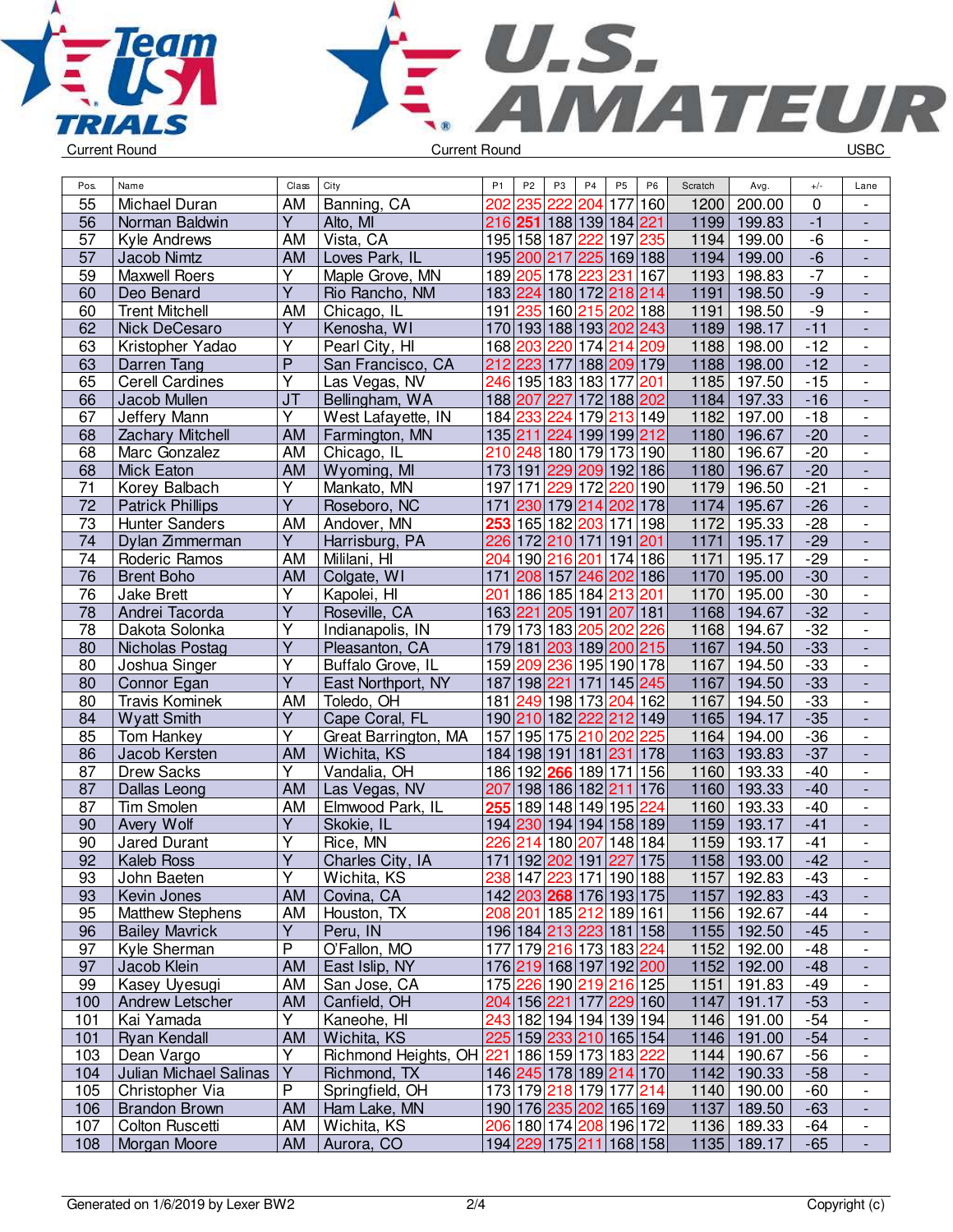Current Round | Current Round | USBC

| Pos. | Name | Class | City | P1 | P2 | P3 | P4 | P5 | P6 | Scratch | Avg. | +/- | Lane |
|---|---|---|---|---|---|---|---|---|---|---|---|---|---|
| 55 | Michael Duran | AM | Banning, CA | 202 | 235 | 222 | 204 | 177 | 160 | 1200 | 200.00 | 0 | - |
| 56 | Norman Baldwin | Y | Alto, MI | 216 | 251 | 188 | 139 | 184 | 221 | 1199 | 199.83 | -1 | - |
| 57 | Kyle Andrews | AM | Vista, CA | 195 | 158 | 187 | 222 | 197 | 235 | 1194 | 199.00 | -6 | - |
| 57 | Jacob Nimtz | AM | Loves Park, IL | 195 | 200 | 217 | 225 | 169 | 188 | 1194 | 199.00 | -6 | - |
| 59 | Maxwell Roers | Y | Maple Grove, MN | 189 | 205 | 178 | 223 | 231 | 167 | 1193 | 198.83 | -7 | - |
| 60 | Deo Benard | Y | Rio Rancho, NM | 183 | 224 | 180 | 172 | 218 | 214 | 1191 | 198.50 | -9 | - |
| 60 | Trent Mitchell | AM | Chicago, IL | 191 | 235 | 160 | 215 | 202 | 188 | 1191 | 198.50 | -9 | - |
| 62 | Nick DeCesaro | Y | Kenosha, WI | 170 | 193 | 188 | 193 | 202 | 243 | 1189 | 198.17 | -11 | - |
| 63 | Kristopher Yadao | Y | Pearl City, HI | 168 | 203 | 220 | 174 | 214 | 209 | 1188 | 198.00 | -12 | - |
| 63 | Darren Tang | P | San Francisco, CA | 212 | 223 | 177 | 188 | 209 | 179 | 1188 | 198.00 | -12 | - |
| 65 | Cerell Cardines | Y | Las Vegas, NV | 246 | 195 | 183 | 183 | 177 | 201 | 1185 | 197.50 | -15 | - |
| 66 | Jacob Mullen | JT | Bellingham, WA | 188 | 207 | 227 | 172 | 188 | 202 | 1184 | 197.33 | -16 | - |
| 67 | Jeffery Mann | Y | West Lafayette, IN | 184 | 233 | 224 | 179 | 213 | 149 | 1182 | 197.00 | -18 | - |
| 68 | Zachary Mitchell | AM | Farmington, MN | 135 | 211 | 224 | 199 | 199 | 212 | 1180 | 196.67 | -20 | - |
| 68 | Marc Gonzalez | AM | Chicago, IL | 210 | 248 | 180 | 179 | 173 | 190 | 1180 | 196.67 | -20 | - |
| 68 | Mick Eaton | AM | Wyoming, MI | 173 | 191 | 229 | 209 | 192 | 186 | 1180 | 196.67 | -20 | - |
| 71 | Korey Balbach | Y | Mankato, MN | 197 | 171 | 229 | 172 | 220 | 190 | 1179 | 196.50 | -21 | - |
| 72 | Patrick Phillips | Y | Roseboro, NC | 171 | 230 | 179 | 214 | 202 | 178 | 1174 | 195.67 | -26 | - |
| 73 | Hunter Sanders | AM | Andover, MN | 253 | 165 | 182 | 203 | 171 | 198 | 1172 | 195.33 | -28 | - |
| 74 | Dylan Zimmerman | Y | Harrisburg, PA | 226 | 172 | 210 | 171 | 191 | 201 | 1171 | 195.17 | -29 | - |
| 74 | Roderic Ramos | AM | Mililani, HI | 204 | 190 | 216 | 201 | 174 | 186 | 1171 | 195.17 | -29 | - |
| 76 | Brent Boho | AM | Colgate, WI | 171 | 208 | 157 | 246 | 202 | 186 | 1170 | 195.00 | -30 | - |
| 76 | Jake Brett | Y | Kapolei, HI | 201 | 186 | 185 | 184 | 213 | 201 | 1170 | 195.00 | -30 | - |
| 78 | Andrei Tacorda | Y | Roseville, CA | 163 | 221 | 205 | 191 | 207 | 181 | 1168 | 194.67 | -32 | - |
| 78 | Dakota Solonka | Y | Indianapolis, IN | 179 | 173 | 183 | 205 | 202 | 226 | 1168 | 194.67 | -32 | - |
| 80 | Nicholas Postag | Y | Pleasanton, CA | 179 | 181 | 203 | 189 | 200 | 215 | 1167 | 194.50 | -33 | - |
| 80 | Joshua Singer | Y | Buffalo Grove, IL | 159 | 209 | 236 | 195 | 190 | 178 | 1167 | 194.50 | -33 | - |
| 80 | Connor Egan | Y | East Northport, NY | 187 | 198 | 221 | 171 | 145 | 245 | 1167 | 194.50 | -33 | - |
| 80 | Travis Kominek | AM | Toledo, OH | 181 | 249 | 198 | 173 | 204 | 162 | 1167 | 194.50 | -33 | - |
| 84 | Wyatt Smith | Y | Cape Coral, FL | 190 | 210 | 182 | 222 | 212 | 149 | 1165 | 194.17 | -35 | - |
| 85 | Tom Hankey | Y | Great Barrington, MA | 157 | 195 | 175 | 210 | 202 | 225 | 1164 | 194.00 | -36 | - |
| 86 | Jacob Kersten | AM | Wichita, KS | 184 | 198 | 191 | 181 | 231 | 178 | 1163 | 193.83 | -37 | - |
| 87 | Drew Sacks | Y | Vandalia, OH | 186 | 192 | 266 | 189 | 171 | 156 | 1160 | 193.33 | -40 | - |
| 87 | Dallas Leong | AM | Las Vegas, NV | 207 | 198 | 186 | 182 | 211 | 176 | 1160 | 193.33 | -40 | - |
| 87 | Tim Smolen | AM | Elmwood Park, IL | 255 | 189 | 148 | 149 | 195 | 224 | 1160 | 193.33 | -40 | - |
| 90 | Avery Wolf | Y | Skokie, IL | 194 | 230 | 194 | 194 | 158 | 189 | 1159 | 193.17 | -41 | - |
| 90 | Jared Durant | Y | Rice, MN | 226 | 214 | 180 | 207 | 148 | 184 | 1159 | 193.17 | -41 | - |
| 92 | Kaleb Ross | Y | Charles City, IA | 171 | 192 | 202 | 191 | 227 | 175 | 1158 | 193.00 | -42 | - |
| 93 | John Baeten | Y | Wichita, KS | 238 | 147 | 223 | 171 | 190 | 188 | 1157 | 192.83 | -43 | - |
| 93 | Kevin Jones | AM | Covina, CA | 142 | 203 | 268 | 176 | 193 | 175 | 1157 | 192.83 | -43 | - |
| 95 | Matthew Stephens | AM | Houston, TX | 208 | 201 | 185 | 212 | 189 | 161 | 1156 | 192.67 | -44 | - |
| 96 | Bailey Mavrick | Y | Peru, IN | 196 | 184 | 213 | 223 | 181 | 158 | 1155 | 192.50 | -45 | - |
| 97 | Kyle Sherman | P | O'Fallon, MO | 177 | 179 | 216 | 173 | 183 | 224 | 1152 | 192.00 | -48 | - |
| 97 | Jacob Klein | AM | East Islip, NY | 176 | 219 | 168 | 197 | 192 | 200 | 1152 | 192.00 | -48 | - |
| 99 | Kasey Uyesugi | AM | San Jose, CA | 175 | 226 | 190 | 219 | 216 | 125 | 1151 | 191.83 | -49 | - |
| 100 | Andrew Letscher | AM | Canfield, OH | 204 | 156 | 221 | 177 | 229 | 160 | 1147 | 191.17 | -53 | - |
| 101 | Kai Yamada | Y | Kaneohe, HI | 243 | 182 | 194 | 194 | 139 | 194 | 1146 | 191.00 | -54 | - |
| 101 | Ryan Kendall | AM | Wichita, KS | 225 | 159 | 233 | 210 | 165 | 154 | 1146 | 191.00 | -54 | - |
| 103 | Dean Vargo | Y | Richmond Heights, OH | 221 | 186 | 159 | 173 | 183 | 222 | 1144 | 190.67 | -56 | - |
| 104 | Julian Michael Salinas | Y | Richmond, TX | 146 | 245 | 178 | 189 | 214 | 170 | 1142 | 190.33 | -58 | - |
| 105 | Christopher Via | P | Springfield, OH | 173 | 179 | 218 | 179 | 177 | 214 | 1140 | 190.00 | -60 | - |
| 106 | Brandon Brown | AM | Ham Lake, MN | 190 | 176 | 235 | 202 | 165 | 169 | 1137 | 189.50 | -63 | - |
| 107 | Colton Ruscetti | AM | Wichita, KS | 206 | 180 | 174 | 208 | 196 | 172 | 1136 | 189.33 | -64 | - |
| 108 | Morgan Moore | AM | Aurora, CO | 194 | 229 | 175 | 211 | 168 | 158 | 1135 | 189.17 | -65 | - |

Generated on 1/6/2019 by Lexer BW2 | Copyright (c)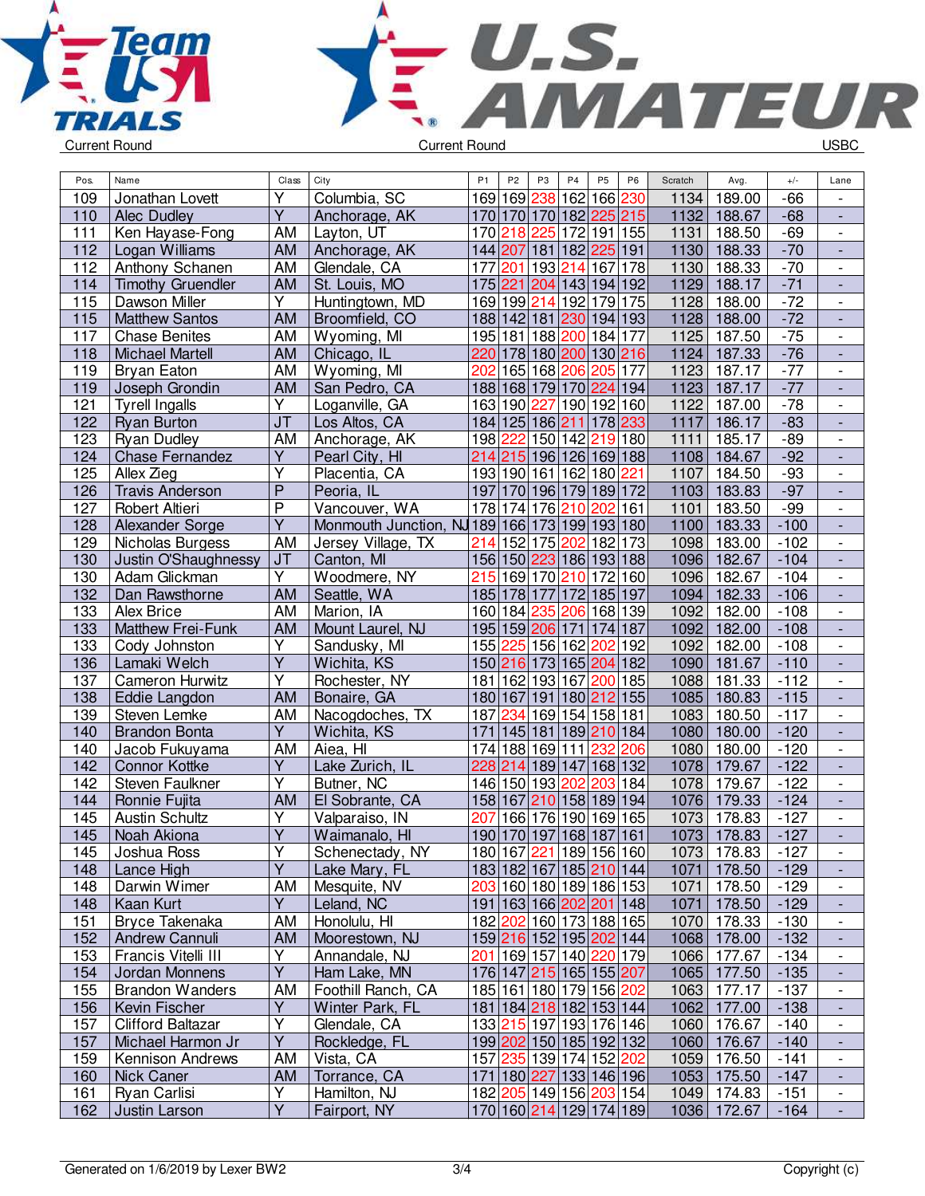Current Round | Current Round | USBC

| Pos. | Name | Class | City | P1 | P2 | P3 | P4 | P5 | P6 | Scratch | Avg. | +/- | Lane |
|---|---|---|---|---|---|---|---|---|---|---|---|---|---|
| 109 | Jonathan Lovett | Y | Columbia, SC | 169 | 169 | 238 | 162 | 166 | 230 | 1134 | 189.00 | -66 | - |
| 110 | Alec Dudley | Y | Anchorage, AK | 170 | 170 | 170 | 182 | 225 | 215 | 1132 | 188.67 | -68 | - |
| 111 | Ken Hayase-Fong | AM | Layton, UT | 170 | 218 | 225 | 172 | 191 | 155 | 1131 | 188.50 | -69 | - |
| 112 | Logan Williams | AM | Anchorage, AK | 144 | 207 | 181 | 182 | 225 | 191 | 1130 | 188.33 | -70 | - |
| 112 | Anthony Schanen | AM | Glendale, CA | 177 | 201 | 193 | 214 | 167 | 178 | 1130 | 188.33 | -70 | - |
| 114 | Timothy Gruendler | AM | St. Louis, MO | 175 | 221 | 204 | 143 | 194 | 192 | 1129 | 188.17 | -71 | - |
| 115 | Dawson Miller | Y | Huntingtown, MD | 169 | 199 | 214 | 192 | 179 | 175 | 1128 | 188.00 | -72 | - |
| 115 | Matthew Santos | AM | Broomfield, CO | 188 | 142 | 181 | 230 | 194 | 193 | 1128 | 188.00 | -72 | - |
| 117 | Chase Benites | AM | Wyoming, MI | 195 | 181 | 188 | 200 | 184 | 177 | 1125 | 187.50 | -75 | - |
| 118 | Michael Martell | AM | Chicago, IL | 220 | 178 | 180 | 200 | 130 | 216 | 1124 | 187.33 | -76 | - |
| 119 | Bryan Eaton | AM | Wyoming, MI | 202 | 165 | 168 | 206 | 205 | 177 | 1123 | 187.17 | -77 | - |
| 119 | Joseph Grondin | AM | San Pedro, CA | 188 | 168 | 179 | 170 | 224 | 194 | 1123 | 187.17 | -77 | - |
| 121 | Tyrell Ingalls | Y | Loganville, GA | 163 | 190 | 227 | 190 | 192 | 160 | 1122 | 187.00 | -78 | - |
| 122 | Ryan Burton | JT | Los Altos, CA | 184 | 125 | 186 | 211 | 178 | 233 | 1117 | 186.17 | -83 | - |
| 123 | Ryan Dudley | AM | Anchorage, AK | 198 | 222 | 150 | 142 | 219 | 180 | 1111 | 185.17 | -89 | - |
| 124 | Chase Fernandez | Y | Pearl City, HI | 214 | 215 | 196 | 126 | 169 | 188 | 1108 | 184.67 | -92 | - |
| 125 | Allex Zieg | Y | Placentia, CA | 193 | 190 | 161 | 162 | 180 | 221 | 1107 | 184.50 | -93 | - |
| 126 | Travis Anderson | P | Peoria, IL | 197 | 170 | 196 | 179 | 189 | 172 | 1103 | 183.83 | -97 | - |
| 127 | Robert Altieri | P | Vancouver, WA | 178 | 174 | 176 | 210 | 202 | 161 | 1101 | 183.50 | -99 | - |
| 128 | Alexander Sorge | Y | Monmouth Junction, NJ | 189 | 166 | 173 | 199 | 193 | 180 | 1100 | 183.33 | -100 | - |
| 129 | Nicholas Burgess | AM | Jersey Village, TX | 214 | 152 | 175 | 202 | 182 | 173 | 1098 | 183.00 | -102 | - |
| 130 | Justin O'Shaughnessy | JT | Canton, MI | 156 | 150 | 223 | 186 | 193 | 188 | 1096 | 182.67 | -104 | - |
| 130 | Adam Glickman | Y | Woodmere, NY | 215 | 169 | 170 | 210 | 172 | 160 | 1096 | 182.67 | -104 | - |
| 132 | Dan Rawsthorne | AM | Seattle, WA | 185 | 178 | 177 | 172 | 185 | 197 | 1094 | 182.33 | -106 | - |
| 133 | Alex Brice | AM | Marion, IA | 160 | 184 | 235 | 206 | 168 | 139 | 1092 | 182.00 | -108 | - |
| 133 | Matthew Frei-Funk | AM | Mount Laurel, NJ | 195 | 159 | 206 | 171 | 174 | 187 | 1092 | 182.00 | -108 | - |
| 133 | Cody Johnston | Y | Sandusky, MI | 155 | 225 | 156 | 162 | 202 | 192 | 1092 | 182.00 | -108 | - |
| 136 | Lamaki Welch | Y | Wichita, KS | 150 | 216 | 173 | 165 | 204 | 182 | 1090 | 181.67 | -110 | - |
| 137 | Cameron Hurwitz | Y | Rochester, NY | 181 | 162 | 193 | 167 | 200 | 185 | 1088 | 181.33 | -112 | - |
| 138 | Eddie Langdon | AM | Bonaire, GA | 180 | 167 | 191 | 180 | 212 | 155 | 1085 | 180.83 | -115 | - |
| 139 | Steven Lemke | AM | Nacogdoches, TX | 187 | 234 | 169 | 154 | 158 | 181 | 1083 | 180.50 | -117 | - |
| 140 | Brandon Bonta | Y | Wichita, KS | 171 | 145 | 181 | 189 | 210 | 184 | 1080 | 180.00 | -120 | - |
| 140 | Jacob Fukuyama | AM | Aiea, HI | 174 | 188 | 169 | 111 | 232 | 206 | 1080 | 180.00 | -120 | - |
| 142 | Connor Kottke | Y | Lake Zurich, IL | 228 | 214 | 189 | 147 | 168 | 132 | 1078 | 179.67 | -122 | - |
| 142 | Steven Faulkner | Y | Butner, NC | 146 | 150 | 193 | 202 | 203 | 184 | 1078 | 179.67 | -122 | - |
| 144 | Ronnie Fujita | AM | El Sobrante, CA | 158 | 167 | 210 | 158 | 189 | 194 | 1076 | 179.33 | -124 | - |
| 145 | Austin Schultz | Y | Valparaiso, IN | 207 | 166 | 176 | 190 | 169 | 165 | 1073 | 178.83 | -127 | - |
| 145 | Noah Akiona | Y | Waimanalo, HI | 190 | 170 | 197 | 168 | 187 | 161 | 1073 | 178.83 | -127 | - |
| 145 | Joshua Ross | Y | Schenectady, NY | 180 | 167 | 221 | 189 | 156 | 160 | 1073 | 178.83 | -127 | - |
| 148 | Lance High | Y | Lake Mary, FL | 183 | 182 | 167 | 185 | 210 | 144 | 1071 | 178.50 | -129 | - |
| 148 | Darwin Wimer | AM | Mesquite, NV | 203 | 160 | 180 | 189 | 186 | 153 | 1071 | 178.50 | -129 | - |
| 148 | Kaan Kurt | Y | Leland, NC | 191 | 163 | 166 | 202 | 201 | 148 | 1071 | 178.50 | -129 | - |
| 151 | Bryce Takenaka | AM | Honolulu, HI | 182 | 202 | 160 | 173 | 188 | 165 | 1070 | 178.33 | -130 | - |
| 152 | Andrew Cannuli | AM | Moorestown, NJ | 159 | 216 | 152 | 195 | 202 | 144 | 1068 | 178.00 | -132 | - |
| 153 | Francis Vitelli III | Y | Annandale, NJ | 201 | 169 | 157 | 140 | 220 | 179 | 1066 | 177.67 | -134 | - |
| 154 | Jordan Monnens | Y | Ham Lake, MN | 176 | 147 | 215 | 165 | 155 | 207 | 1065 | 177.50 | -135 | - |
| 155 | Brandon Wanders | AM | Foothill Ranch, CA | 185 | 161 | 180 | 179 | 156 | 202 | 1063 | 177.17 | -137 | - |
| 156 | Kevin Fischer | Y | Winter Park, FL | 181 | 184 | 218 | 182 | 153 | 144 | 1062 | 177.00 | -138 | - |
| 157 | Clifford Baltazar | Y | Glendale, CA | 133 | 215 | 197 | 193 | 176 | 146 | 1060 | 176.67 | -140 | - |
| 157 | Michael Harmon Jr | Y | Rockledge, FL | 199 | 202 | 150 | 185 | 192 | 132 | 1060 | 176.67 | -140 | - |
| 159 | Kennison Andrews | AM | Vista, CA | 157 | 235 | 139 | 174 | 152 | 202 | 1059 | 176.50 | -141 | - |
| 160 | Nick Caner | AM | Torrance, CA | 171 | 180 | 227 | 133 | 146 | 196 | 1053 | 175.50 | -147 | - |
| 161 | Ryan Carlisi | Y | Hamilton, NJ | 182 | 205 | 149 | 156 | 203 | 154 | 1049 | 174.83 | -151 | - |
| 162 | Justin Larson | Y | Fairport, NY | 170 | 160 | 214 | 129 | 174 | 189 | 1036 | 172.67 | -164 | - |

Generated on 1/6/2019 by Lexer BW2 | Copyright (c)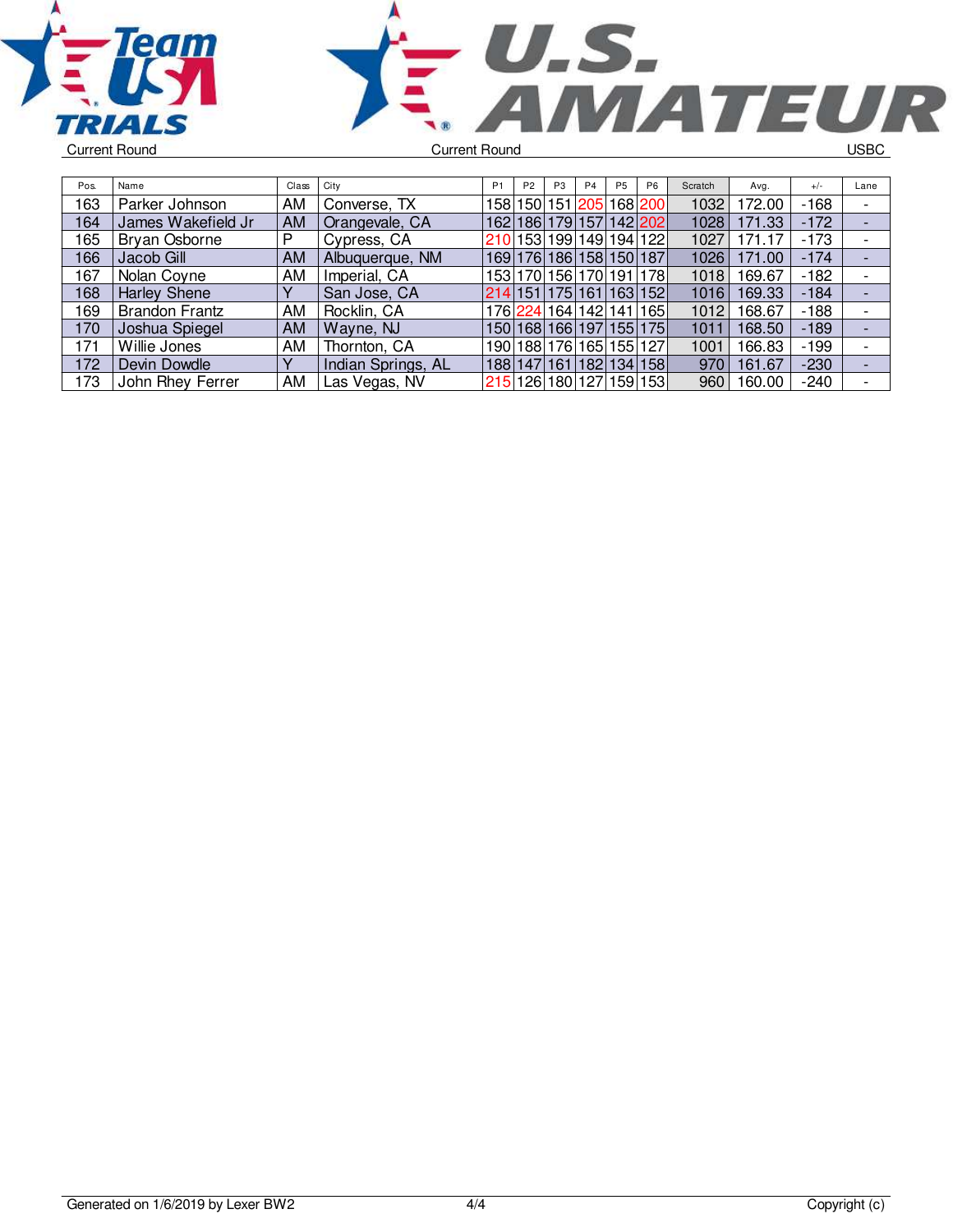Current Round | Current Round | USBC

| Pos. | Name | Class | City | P1 | P2 | P3 | P4 | P5 | P6 | Scratch | Avg. | +/- | Lane |
|---|---|---|---|---|---|---|---|---|---|---|---|---|---|
| 163 | Parker Johnson | AM | Converse, TX | 158 | 150 | 151 | 205 | 168 | 200 | 1032 | 172.00 | -168 | - |
| 164 | James Wakefield Jr | AM | Orangevale, CA | 162 | 186 | 179 | 157 | 142 | 202 | 1028 | 171.33 | -172 | - |
| 165 | Bryan Osborne | P | Cypress, CA | 210 | 153 | 199 | 149 | 194 | 122 | 1027 | 171.17 | -173 | - |
| 166 | Jacob Gill | AM | Albuquerque, NM | 169 | 176 | 186 | 158 | 150 | 187 | 1026 | 171.00 | -174 | - |
| 167 | Nolan Coyne | AM | Imperial, CA | 153 | 170 | 156 | 170 | 191 | 178 | 1018 | 169.67 | -182 | - |
| 168 | Harley Shene | Y | San Jose, CA | 214 | 151 | 175 | 161 | 163 | 152 | 1016 | 169.33 | -184 | - |
| 169 | Brandon Frantz | AM | Rocklin, CA | 176 | 224 | 164 | 142 | 141 | 165 | 1012 | 168.67 | -188 | - |
| 170 | Joshua Spiegel | AM | Wayne, NJ | 150 | 168 | 166 | 197 | 155 | 175 | 1011 | 168.50 | -189 | - |
| 171 | Willie Jones | AM | Thornton, CA | 190 | 188 | 176 | 165 | 155 | 127 | 1001 | 166.83 | -199 | - |
| 172 | Devin Dowdle | Y | Indian Springs, AL | 188 | 147 | 161 | 182 | 134 | 158 | 970 | 161.67 | -230 | - |
| 173 | John Rhey Ferrer | AM | Las Vegas, NV | 215 | 126 | 180 | 127 | 159 | 153 | 960 | 160.00 | -240 | - |

Generated on 1/6/2019 by Lexer BW2 | Copyright (c)